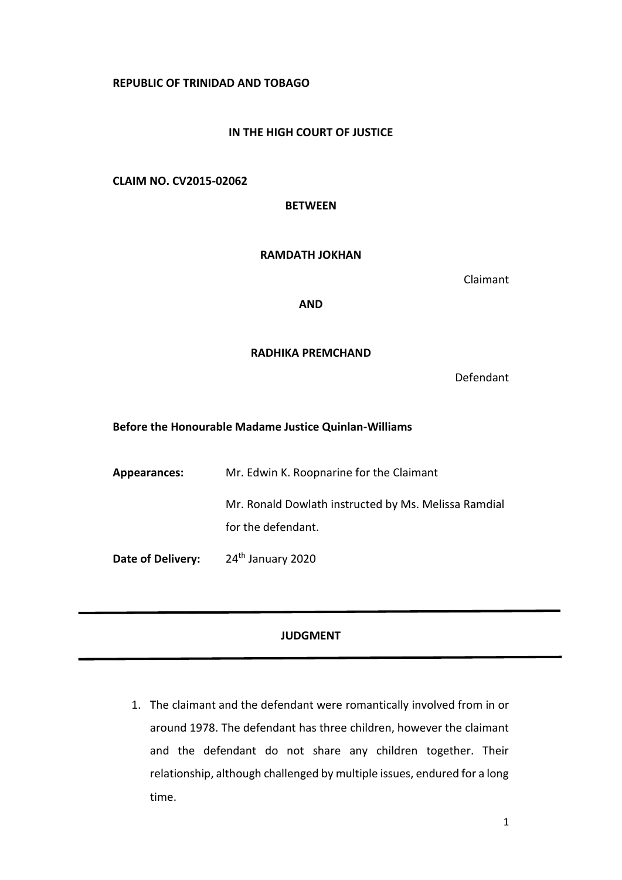**REPUBLIC OF TRINIDAD AND TOBAGO**

**IN THE HIGH COURT OF JUSTICE**

**CLAIM NO. CV2015-02062**

**BETWEEN**

**RAMDATH JOKHAN**

Claimant

**AND**

**RADHIKA PREMCHAND**

Defendant

**Before the Honourable Madame Justice Quinlan-Williams**

**Appearances:** Mr. Edwin K. Roopnarine for the Claimant

Mr. Ronald Dowlath instructed by Ms. Melissa Ramdial for the defendant.

**Date of Delivery:** 24th January 2020

---

## JUDGMENT

---

1. The claimant and the defendant were romantically involved from in or around 1978. The defendant has three children, however the claimant and the defendant do not share any children together. Their relationship, although challenged by multiple issues, endured for a long time.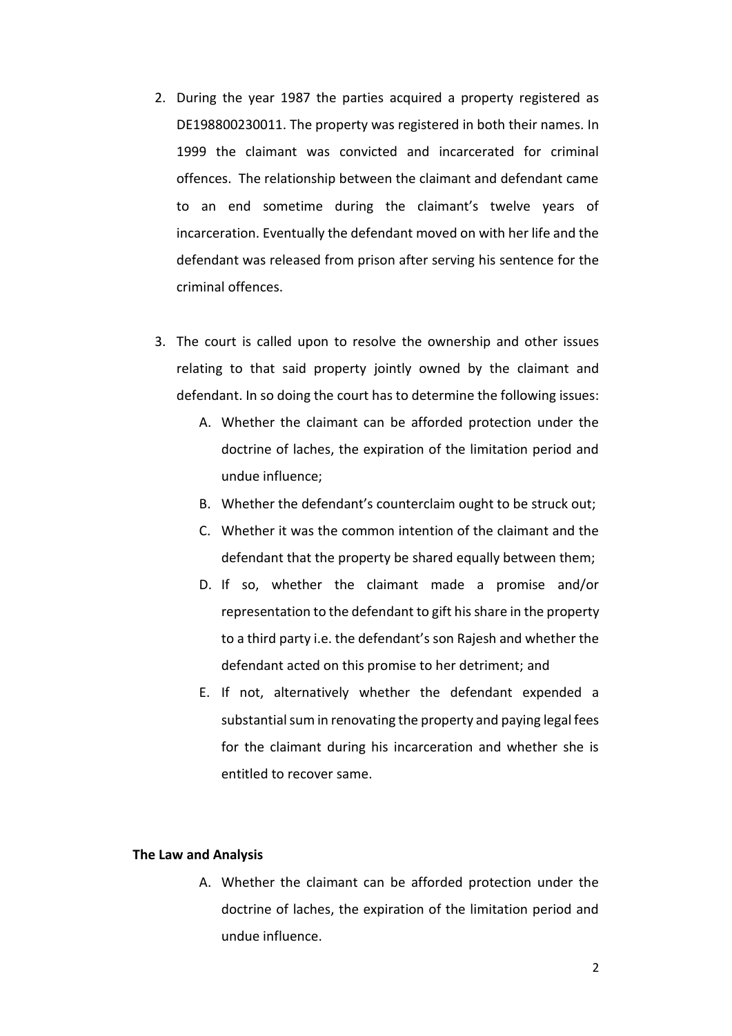2. During the year 1987 the parties acquired a property registered as DE198800230011. The property was registered in both their names. In 1999 the claimant was convicted and incarcerated for criminal offences. The relationship between the claimant and defendant came to an end sometime during the claimant's twelve years of incarceration. Eventually the defendant moved on with her life and the defendant was released from prison after serving his sentence for the criminal offences.

3. The court is called upon to resolve the ownership and other issues relating to that said property jointly owned by the claimant and defendant. In so doing the court has to determine the following issues:

   A. Whether the claimant can be afforded protection under the doctrine of laches, the expiration of the limitation period and undue influence;

   B. Whether the defendant's counterclaim ought to be struck out;

   C. Whether it was the common intention of the claimant and the defendant that the property be shared equally between them;

   D. If so, whether the claimant made a promise and/or representation to the defendant to gift his share in the property to a third party i.e. the defendant's son Rajesh and whether the defendant acted on this promise to her detriment; and

   E. If not, alternatively whether the defendant expended a substantial sum in renovating the property and paying legal fees for the claimant during his incarceration and whether she is entitled to recover same.

**The Law and Analysis**

A. Whether the claimant can be afforded protection under the doctrine of laches, the expiration of the limitation period and undue influence.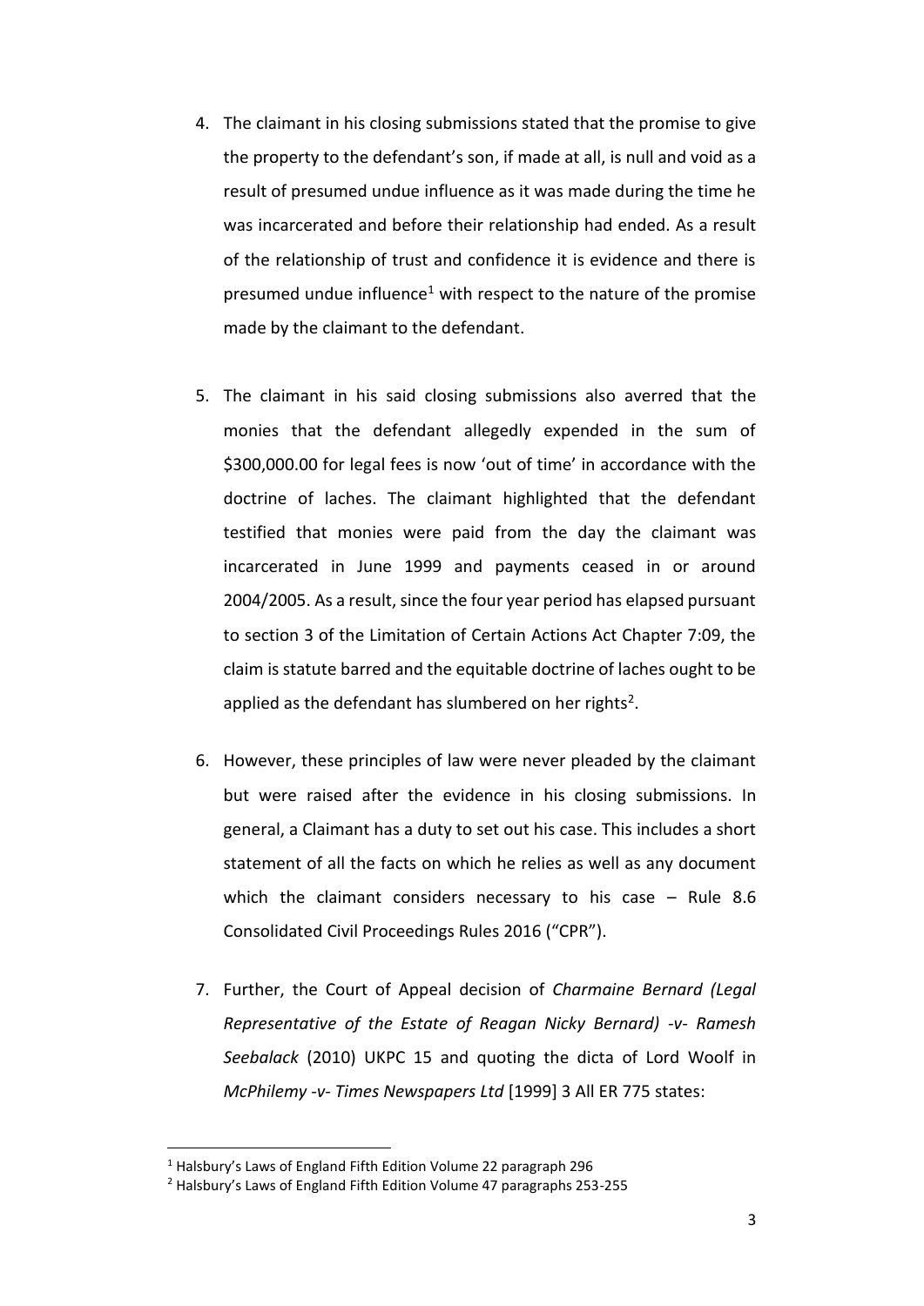4. The claimant in his closing submissions stated that the promise to give the property to the defendant's son, if made at all, is null and void as a result of presumed undue influence as it was made during the time he was incarcerated and before their relationship had ended. As a result of the relationship of trust and confidence it is evidence and there is presumed undue influence[1] with respect to the nature of the promise made by the claimant to the defendant.

5. The claimant in his said closing submissions also averred that the monies that the defendant allegedly expended in the sum of $300,000.00 for legal fees is now 'out of time' in accordance with the doctrine of laches. The claimant highlighted that the defendant testified that monies were paid from the day the claimant was incarcerated in June 1999 and payments ceased in or around 2004/2005. As a result, since the four year period has elapsed pursuant to section 3 of the Limitation of Certain Actions Act Chapter 7:09, the claim is statute barred and the equitable doctrine of laches ought to be applied as the defendant has slumbered on her rights[2].

6. However, these principles of law were never pleaded by the claimant but were raised after the evidence in his closing submissions. In general, a Claimant has a duty to set out his case. This includes a short statement of all the facts on which he relies as well as any document which the claimant considers necessary to his case – Rule 8.6 Consolidated Civil Proceedings Rules 2016 ("CPR").

7. Further, the Court of Appeal decision of *Charmaine Bernard (Legal Representative of the Estate of Reagan Nicky Bernard) -v- Ramesh Seebalack* (2010) UKPC 15 and quoting the dicta of Lord Woolf in *McPhilemy -v- Times Newspapers Ltd* [1999] 3 All ER 775 states:

---

[1] Halsbury's Laws of England Fifth Edition Volume 22 paragraph 296

[2] Halsbury's Laws of England Fifth Edition Volume 47 paragraphs 253-255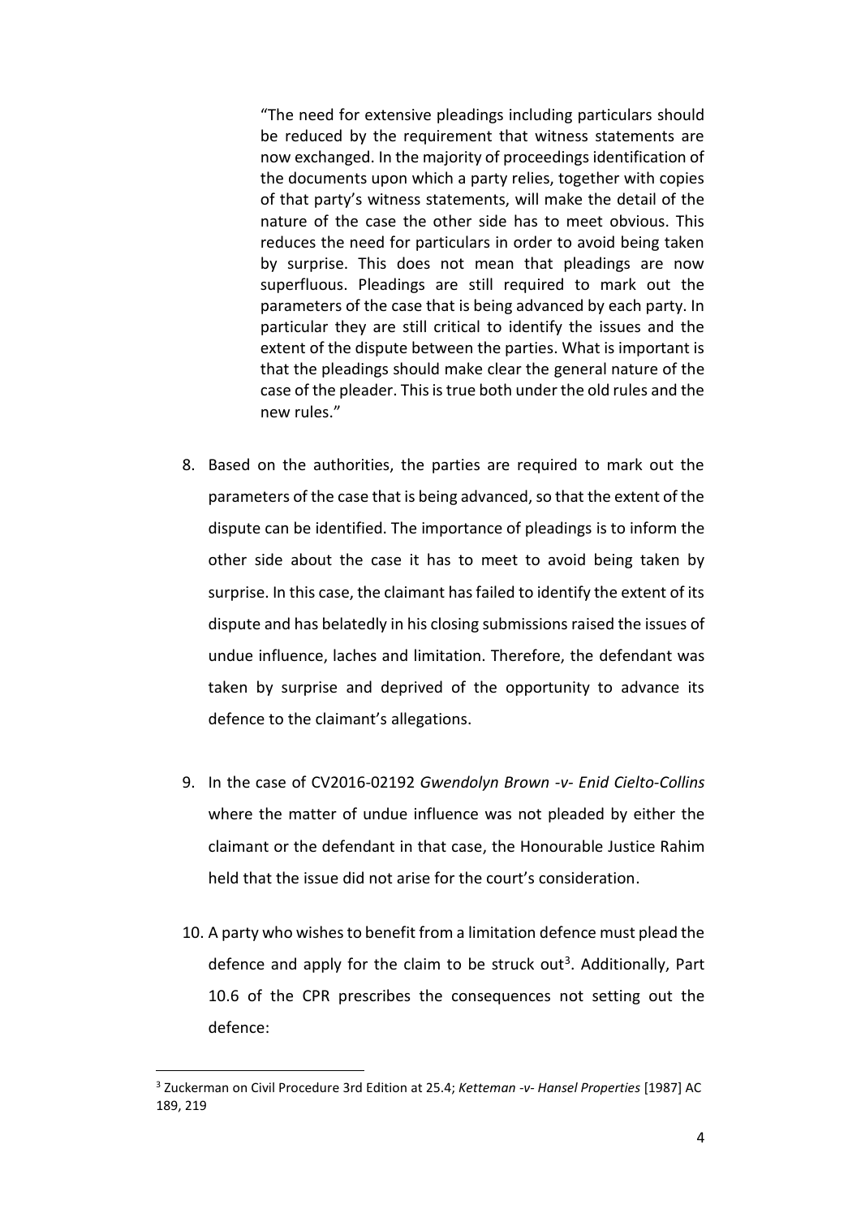> "The need for extensive pleadings including particulars should be reduced by the requirement that witness statements are now exchanged. In the majority of proceedings identification of the documents upon which a party relies, together with copies of that party's witness statements, will make the detail of the nature of the case the other side has to meet obvious. This reduces the need for particulars in order to avoid being taken by surprise. This does not mean that pleadings are now superfluous. Pleadings are still required to mark out the parameters of the case that is being advanced by each party. In particular they are still critical to identify the issues and the extent of the dispute between the parties. What is important is that the pleadings should make clear the general nature of the case of the pleader. This is true both under the old rules and the new rules."

8. Based on the authorities, the parties are required to mark out the parameters of the case that is being advanced, so that the extent of the dispute can be identified. The importance of pleadings is to inform the other side about the case it has to meet to avoid being taken by surprise. In this case, the claimant has failed to identify the extent of its dispute and has belatedly in his closing submissions raised the issues of undue influence, laches and limitation. Therefore, the defendant was taken by surprise and deprived of the opportunity to advance its defence to the claimant's allegations.

9. In the case of CV2016-02192 *Gwendolyn Brown -v- Enid Cielto-Collins* where the matter of undue influence was not pleaded by either the claimant or the defendant in that case, the Honourable Justice Rahim held that the issue did not arise for the court's consideration.

10. A party who wishes to benefit from a limitation defence must plead the defence and apply for the claim to be struck out[3]. Additionally, Part 10.6 of the CPR prescribes the consequences not setting out the defence:

---

[3] Zuckerman on Civil Procedure 3rd Edition at 25.4; *Ketteman -v- Hansel Properties* [1987] AC 189, 219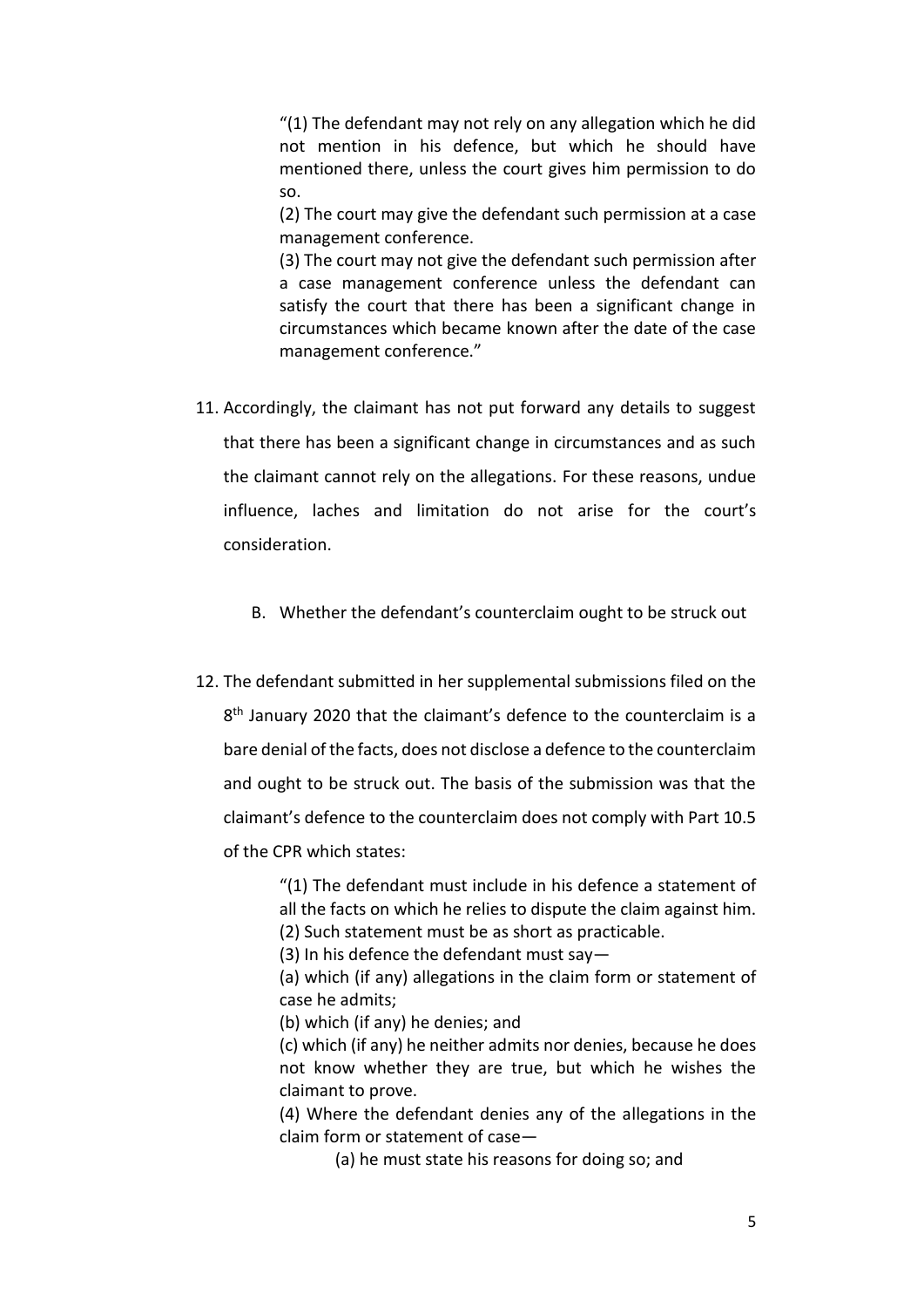> "(1) The defendant may not rely on any allegation which he did not mention in his defence, but which he should have mentioned there, unless the court gives him permission to do so.
> (2) The court may give the defendant such permission at a case management conference.
> (3) The court may not give the defendant such permission after a case management conference unless the defendant can satisfy the court that there has been a significant change in circumstances which became known after the date of the case management conference."

11. Accordingly, the claimant has not put forward any details to suggest that there has been a significant change in circumstances and as such the claimant cannot rely on the allegations. For these reasons, undue influence, laches and limitation do not arise for the court's consideration.

B. Whether the defendant's counterclaim ought to be struck out

12. The defendant submitted in her supplemental submissions filed on the 8th January 2020 that the claimant's defence to the counterclaim is a bare denial of the facts, does not disclose a defence to the counterclaim and ought to be struck out. The basis of the submission was that the claimant's defence to the counterclaim does not comply with Part 10.5 of the CPR which states:

> "(1) The defendant must include in his defence a statement of all the facts on which he relies to dispute the claim against him.
> (2) Such statement must be as short as practicable.
> (3) In his defence the defendant must say—
> (a) which (if any) allegations in the claim form or statement of case he admits;
> (b) which (if any) he denies; and
> (c) which (if any) he neither admits nor denies, because he does not know whether they are true, but which he wishes the claimant to prove.
> (4) Where the defendant denies any of the allegations in the claim form or statement of case—
> (a) he must state his reasons for doing so; and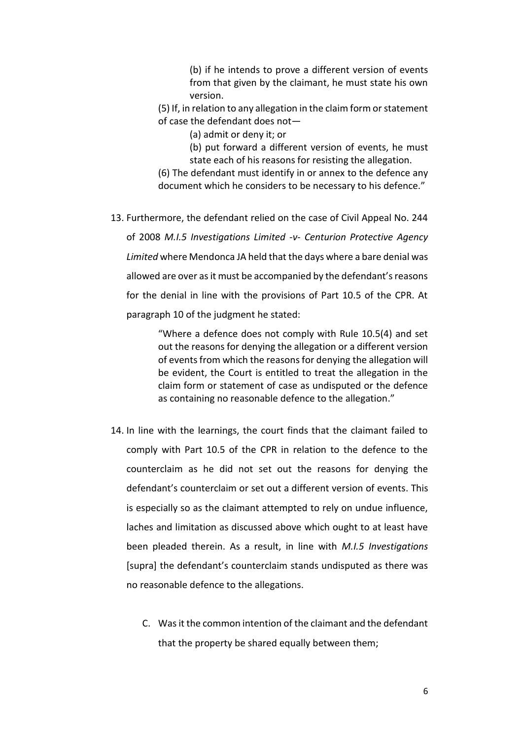> (b) if he intends to prove a different version of events from that given by the claimant, he must state his own version.
>
> (5) If, in relation to any allegation in the claim form or statement of case the defendant does not—
>
> (a) admit or deny it; or
>
> (b) put forward a different version of events, he must state each of his reasons for resisting the allegation.
>
> (6) The defendant must identify in or annex to the defence any document which he considers to be necessary to his defence."

13. Furthermore, the defendant relied on the case of Civil Appeal No. 244 of 2008 *M.I.5 Investigations Limited -v- Centurion Protective Agency Limited* where Mendonca JA held that the days where a bare denial was allowed are over as it must be accompanied by the defendant's reasons for the denial in line with the provisions of Part 10.5 of the CPR. At paragraph 10 of the judgment he stated:

> "Where a defence does not comply with Rule 10.5(4) and set out the reasons for denying the allegation or a different version of events from which the reasons for denying the allegation will be evident, the Court is entitled to treat the allegation in the claim form or statement of case as undisputed or the defence as containing no reasonable defence to the allegation."

14. In line with the learnings, the court finds that the claimant failed to comply with Part 10.5 of the CPR in relation to the defence to the counterclaim as he did not set out the reasons for denying the defendant's counterclaim or set out a different version of events. This is especially so as the claimant attempted to rely on undue influence, laches and limitation as discussed above which ought to at least have been pleaded therein. As a result, in line with *M.I.5 Investigations* [supra] the defendant's counterclaim stands undisputed as there was no reasonable defence to the allegations.

C. Was it the common intention of the claimant and the defendant that the property be shared equally between them;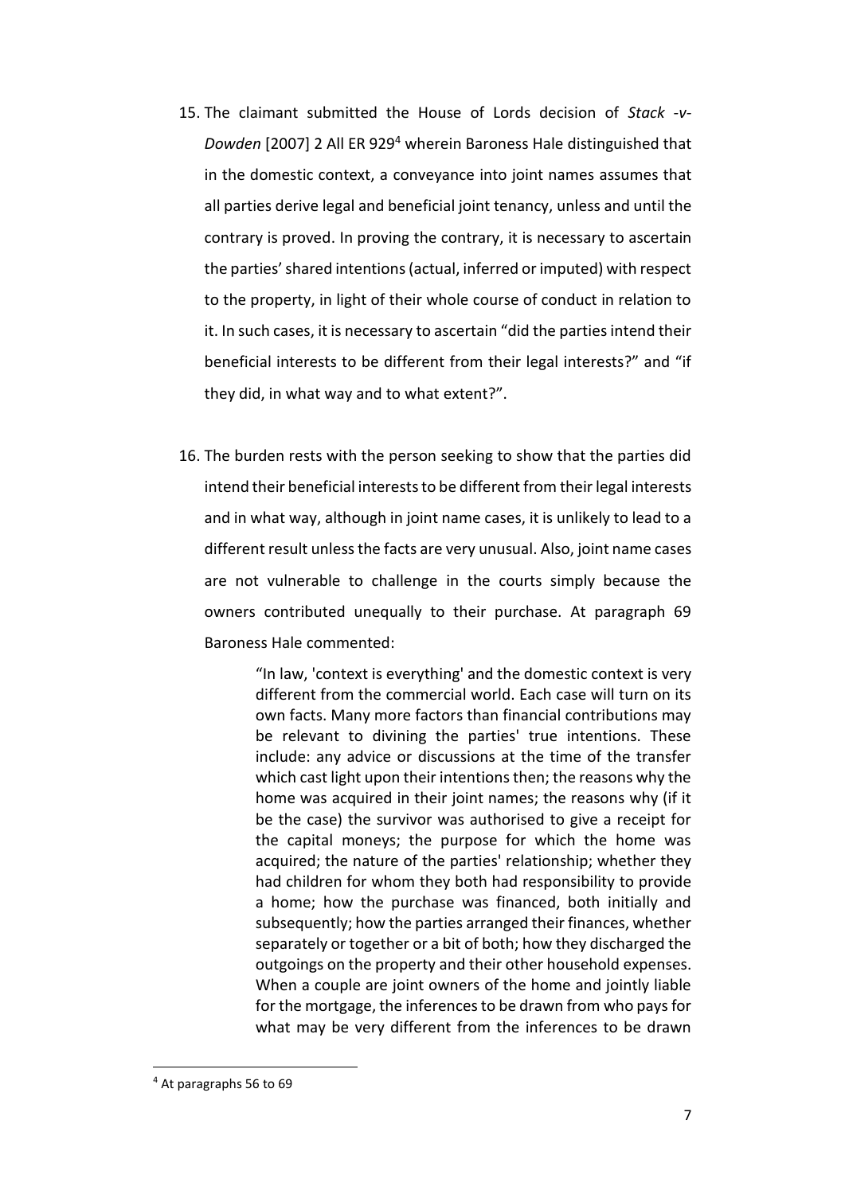15. The claimant submitted the House of Lords decision of *Stack -v- Dowden* [2007] 2 All ER 929[4] wherein Baroness Hale distinguished that in the domestic context, a conveyance into joint names assumes that all parties derive legal and beneficial joint tenancy, unless and until the contrary is proved. In proving the contrary, it is necessary to ascertain the parties' shared intentions (actual, inferred or imputed) with respect to the property, in light of their whole course of conduct in relation to it. In such cases, it is necessary to ascertain "did the parties intend their beneficial interests to be different from their legal interests?" and "if they did, in what way and to what extent?".

16. The burden rests with the person seeking to show that the parties did intend their beneficial interests to be different from their legal interests and in what way, although in joint name cases, it is unlikely to lead to a different result unless the facts are very unusual. Also, joint name cases are not vulnerable to challenge in the courts simply because the owners contributed unequally to their purchase. At paragraph 69 Baroness Hale commented:

> "In law, 'context is everything' and the domestic context is very different from the commercial world. Each case will turn on its own facts. Many more factors than financial contributions may be relevant to divining the parties' true intentions. These include: any advice or discussions at the time of the transfer which cast light upon their intentions then; the reasons why the home was acquired in their joint names; the reasons why (if it be the case) the survivor was authorised to give a receipt for the capital moneys; the purpose for which the home was acquired; the nature of the parties' relationship; whether they had children for whom they both had responsibility to provide a home; how the purchase was financed, both initially and subsequently; how the parties arranged their finances, whether separately or together or a bit of both; how they discharged the outgoings on the property and their other household expenses. When a couple are joint owners of the home and jointly liable for the mortgage, the inferences to be drawn from who pays for what may be very different from the inferences to be drawn

[4] At paragraphs 56 to 69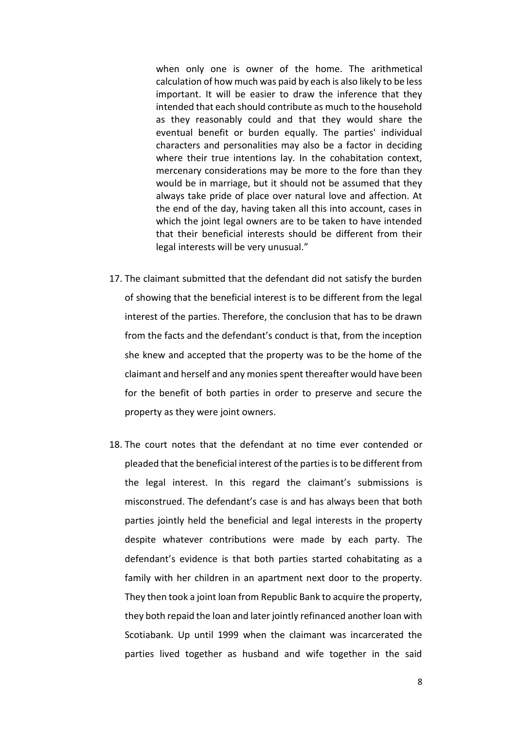> when only one is owner of the home. The arithmetical calculation of how much was paid by each is also likely to be less important. It will be easier to draw the inference that they intended that each should contribute as much to the household as they reasonably could and that they would share the eventual benefit or burden equally. The parties' individual characters and personalities may also be a factor in deciding where their true intentions lay. In the cohabitation context, mercenary considerations may be more to the fore than they would be in marriage, but it should not be assumed that they always take pride of place over natural love and affection. At the end of the day, having taken all this into account, cases in which the joint legal owners are to be taken to have intended that their beneficial interests should be different from their legal interests will be very unusual."

17. The claimant submitted that the defendant did not satisfy the burden of showing that the beneficial interest is to be different from the legal interest of the parties. Therefore, the conclusion that has to be drawn from the facts and the defendant's conduct is that, from the inception she knew and accepted that the property was to be the home of the claimant and herself and any monies spent thereafter would have been for the benefit of both parties in order to preserve and secure the property as they were joint owners.

18. The court notes that the defendant at no time ever contended or pleaded that the beneficial interest of the parties is to be different from the legal interest. In this regard the claimant's submissions is misconstrued. The defendant's case is and has always been that both parties jointly held the beneficial and legal interests in the property despite whatever contributions were made by each party. The defendant's evidence is that both parties started cohabitating as a family with her children in an apartment next door to the property. They then took a joint loan from Republic Bank to acquire the property, they both repaid the loan and later jointly refinanced another loan with Scotiabank. Up until 1999 when the claimant was incarcerated the parties lived together as husband and wife together in the said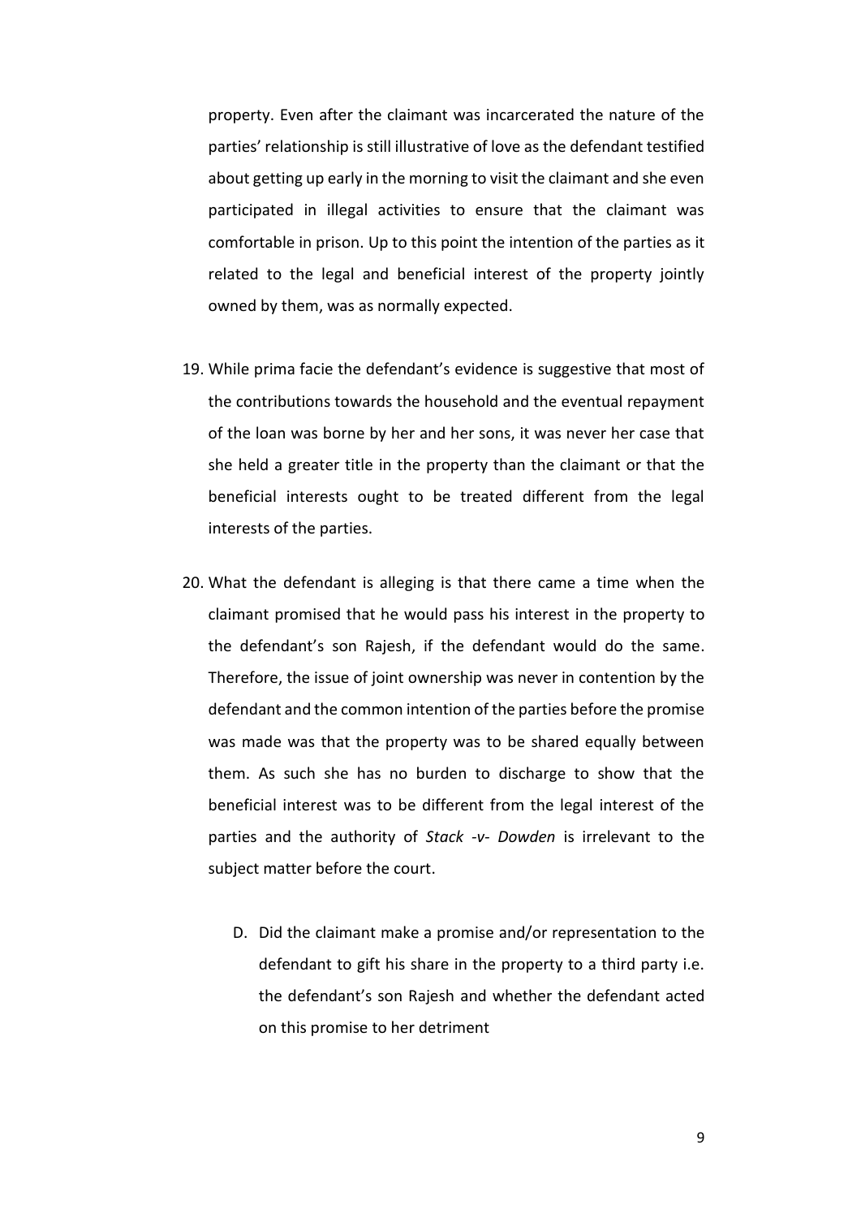property. Even after the claimant was incarcerated the nature of the parties' relationship is still illustrative of love as the defendant testified about getting up early in the morning to visit the claimant and she even participated in illegal activities to ensure that the claimant was comfortable in prison. Up to this point the intention of the parties as it related to the legal and beneficial interest of the property jointly owned by them, was as normally expected.

19. While prima facie the defendant's evidence is suggestive that most of the contributions towards the household and the eventual repayment of the loan was borne by her and her sons, it was never her case that she held a greater title in the property than the claimant or that the beneficial interests ought to be treated different from the legal interests of the parties.

20. What the defendant is alleging is that there came a time when the claimant promised that he would pass his interest in the property to the defendant's son Rajesh, if the defendant would do the same. Therefore, the issue of joint ownership was never in contention by the defendant and the common intention of the parties before the promise was made was that the property was to be shared equally between them. As such she has no burden to discharge to show that the beneficial interest was to be different from the legal interest of the parties and the authority of *Stack -v- Dowden* is irrelevant to the subject matter before the court.

D. Did the claimant make a promise and/or representation to the defendant to gift his share in the property to a third party i.e. the defendant's son Rajesh and whether the defendant acted on this promise to her detriment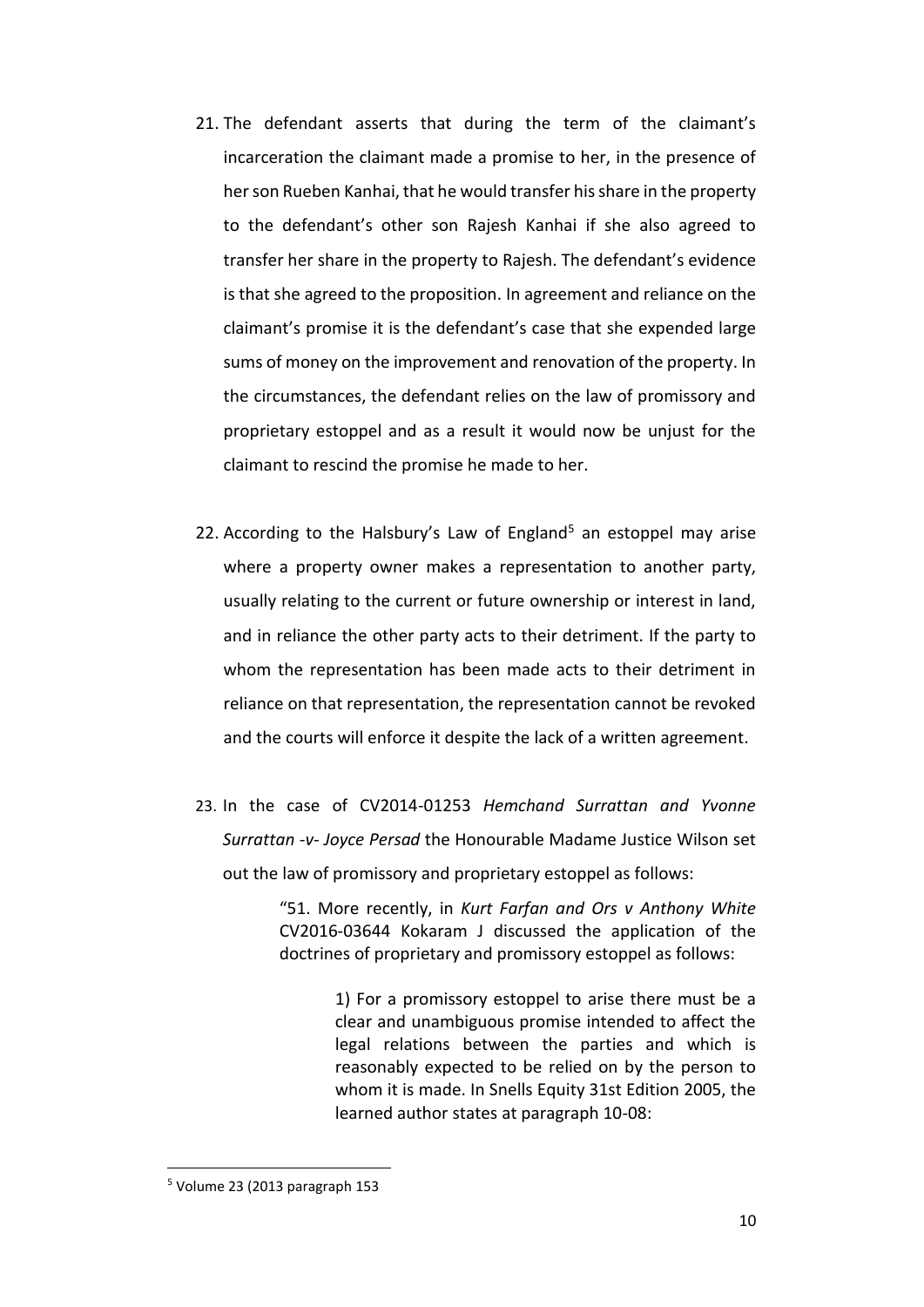21. The defendant asserts that during the term of the claimant's incarceration the claimant made a promise to her, in the presence of her son Rueben Kanhai, that he would transfer his share in the property to the defendant's other son Rajesh Kanhai if she also agreed to transfer her share in the property to Rajesh. The defendant's evidence is that she agreed to the proposition. In agreement and reliance on the claimant's promise it is the defendant's case that she expended large sums of money on the improvement and renovation of the property. In the circumstances, the defendant relies on the law of promissory and proprietary estoppel and as a result it would now be unjust for the claimant to rescind the promise he made to her.

22. According to the Halsbury's Law of England[5] an estoppel may arise where a property owner makes a representation to another party, usually relating to the current or future ownership or interest in land, and in reliance the other party acts to their detriment. If the party to whom the representation has been made acts to their detriment in reliance on that representation, the representation cannot be revoked and the courts will enforce it despite the lack of a written agreement.

23. In the case of CV2014-01253 *Hemchand Surrattan and Yvonne Surrattan -v- Joyce Persad* the Honourable Madame Justice Wilson set out the law of promissory and proprietary estoppel as follows:

> "51. More recently, in *Kurt Farfan and Ors v Anthony White* CV2016-03644 Kokaram J discussed the application of the doctrines of proprietary and promissory estoppel as follows:
>
> > 1) For a promissory estoppel to arise there must be a clear and unambiguous promise intended to affect the legal relations between the parties and which is reasonably expected to be relied on by the person to whom it is made. In Snells Equity 31st Edition 2005, the learned author states at paragraph 10-08:

---

[5] Volume 23 (2013 paragraph 153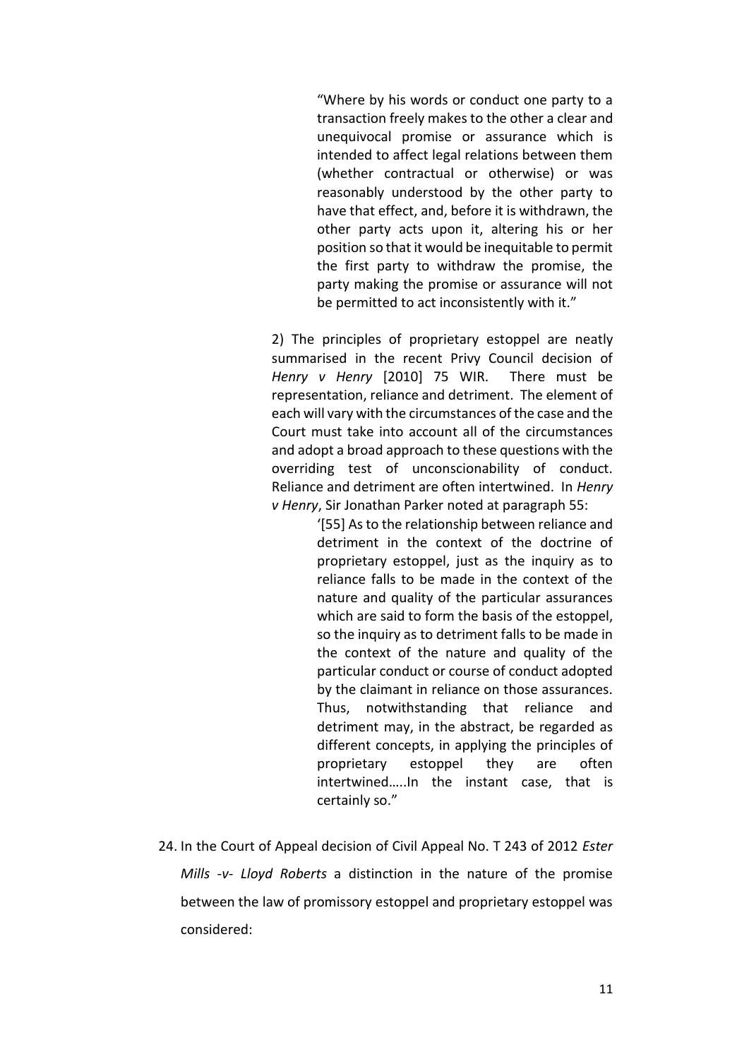> "Where by his words or conduct one party to a transaction freely makes to the other a clear and unequivocal promise or assurance which is intended to affect legal relations between them (whether contractual or otherwise) or was reasonably understood by the other party to have that effect, and, before it is withdrawn, the other party acts upon it, altering his or her position so that it would be inequitable to permit the first party to withdraw the promise, the party making the promise or assurance will not be permitted to act inconsistently with it."

2) The principles of proprietary estoppel are neatly summarised in the recent Privy Council decision of *Henry v Henry* [2010] 75 WIR. There must be representation, reliance and detriment. The element of each will vary with the circumstances of the case and the Court must take into account all of the circumstances and adopt a broad approach to these questions with the overriding test of unconscionability of conduct. Reliance and detriment are often intertwined. In *Henry v Henry*, Sir Jonathan Parker noted at paragraph 55:

> '[55] As to the relationship between reliance and detriment in the context of the doctrine of proprietary estoppel, just as the inquiry as to reliance falls to be made in the context of the nature and quality of the particular assurances which are said to form the basis of the estoppel, so the inquiry as to detriment falls to be made in the context of the nature and quality of the particular conduct or course of conduct adopted by the claimant in reliance on those assurances. Thus, notwithstanding that reliance and detriment may, in the abstract, be regarded as different concepts, in applying the principles of proprietary estoppel they are often intertwined…..In the instant case, that is certainly so."

24. In the Court of Appeal decision of Civil Appeal No. T 243 of 2012 *Ester Mills -v- Lloyd Roberts* a distinction in the nature of the promise between the law of promissory estoppel and proprietary estoppel was considered: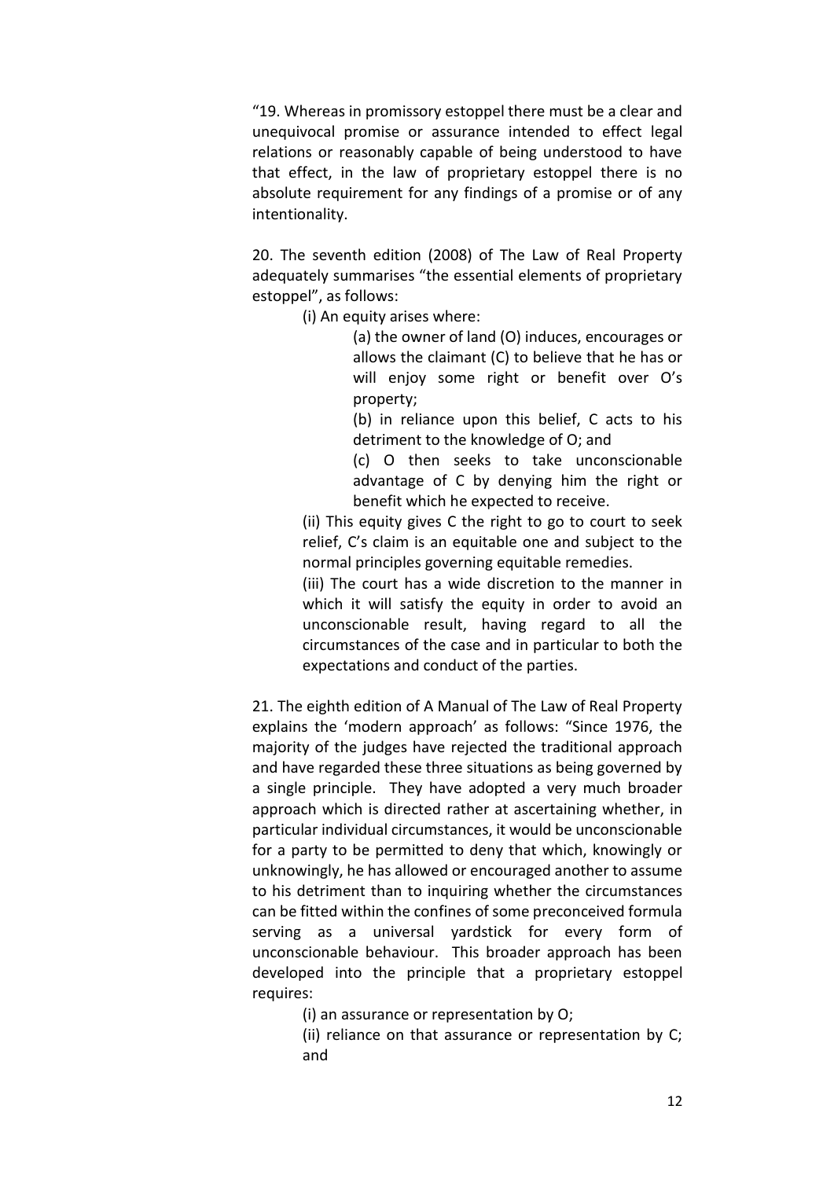"19. Whereas in promissory estoppel there must be a clear and unequivocal promise or assurance intended to effect legal relations or reasonably capable of being understood to have that effect, in the law of proprietary estoppel there is no absolute requirement for any findings of a promise or of any intentionality.

20. The seventh edition (2008) of The Law of Real Property adequately summarises "the essential elements of proprietary estoppel", as follows:

> (i) An equity arises where:
>
> > (a) the owner of land (O) induces, encourages or allows the claimant (C) to believe that he has or will enjoy some right or benefit over O's property;
> >
> > (b) in reliance upon this belief, C acts to his detriment to the knowledge of O; and
> >
> > (c) O then seeks to take unconscionable advantage of C by denying him the right or benefit which he expected to receive.
>
> (ii) This equity gives C the right to go to court to seek relief, C's claim is an equitable one and subject to the normal principles governing equitable remedies.
>
> (iii) The court has a wide discretion to the manner in which it will satisfy the equity in order to avoid an unconscionable result, having regard to all the circumstances of the case and in particular to both the expectations and conduct of the parties.

21. The eighth edition of A Manual of The Law of Real Property explains the 'modern approach' as follows: "Since 1976, the majority of the judges have rejected the traditional approach and have regarded these three situations as being governed by a single principle. They have adopted a very much broader approach which is directed rather at ascertaining whether, in particular individual circumstances, it would be unconscionable for a party to be permitted to deny that which, knowingly or unknowingly, he has allowed or encouraged another to assume to his detriment than to inquiring whether the circumstances can be fitted within the confines of some preconceived formula serving as a universal yardstick for every form of unconscionable behaviour. This broader approach has been developed into the principle that a proprietary estoppel requires:

> (i) an assurance or representation by O;
>
> (ii) reliance on that assurance or representation by C; and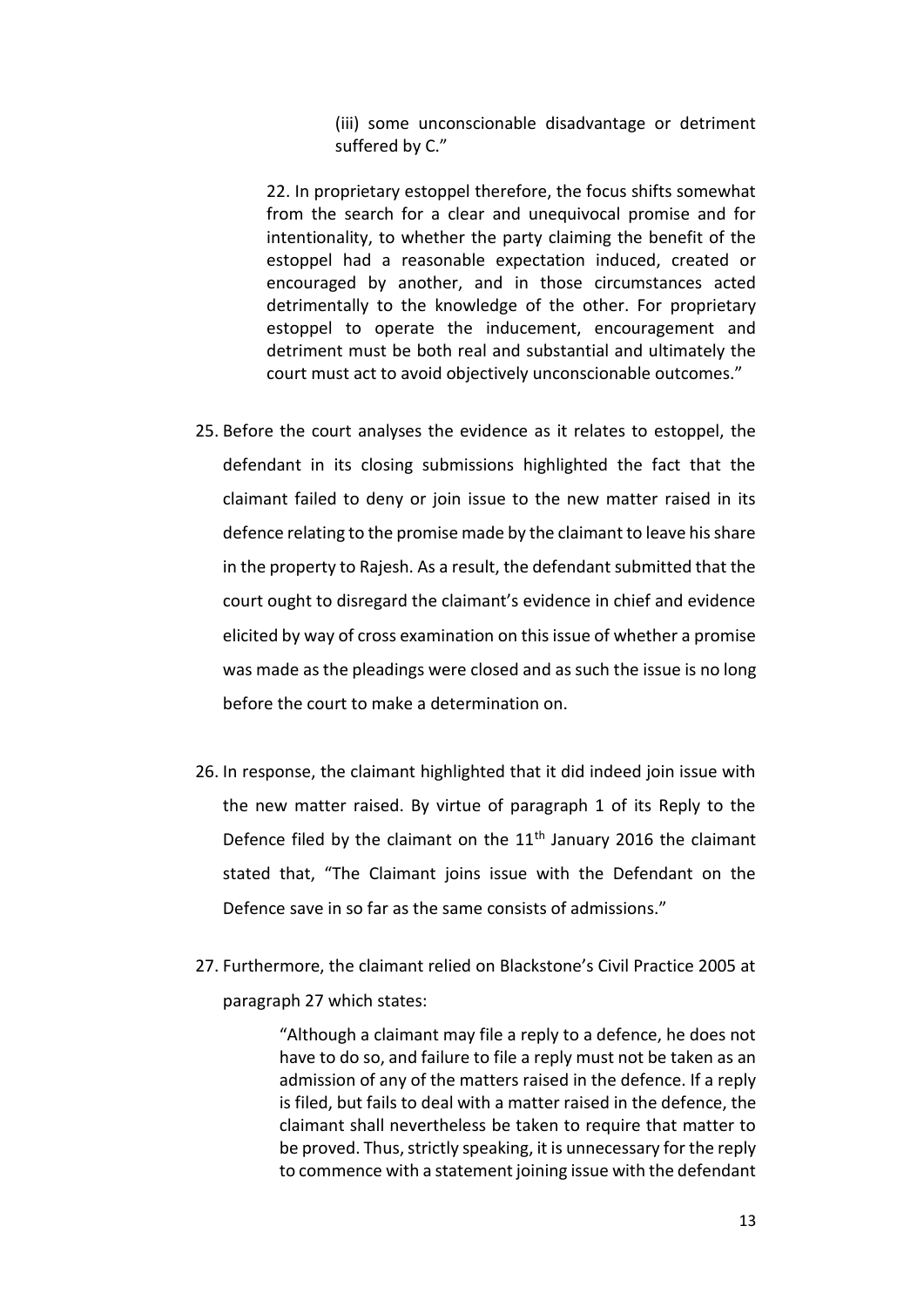> (iii) some unconscionable disadvantage or detriment suffered by C."
>
> 22. In proprietary estoppel therefore, the focus shifts somewhat from the search for a clear and unequivocal promise and for intentionality, to whether the party claiming the benefit of the estoppel had a reasonable expectation induced, created or encouraged by another, and in those circumstances acted detrimentally to the knowledge of the other. For proprietary estoppel to operate the inducement, encouragement and detriment must be both real and substantial and ultimately the court must act to avoid objectively unconscionable outcomes."

25. Before the court analyses the evidence as it relates to estoppel, the defendant in its closing submissions highlighted the fact that the claimant failed to deny or join issue to the new matter raised in its defence relating to the promise made by the claimant to leave his share in the property to Rajesh. As a result, the defendant submitted that the court ought to disregard the claimant's evidence in chief and evidence elicited by way of cross examination on this issue of whether a promise was made as the pleadings were closed and as such the issue is no long before the court to make a determination on.

26. In response, the claimant highlighted that it did indeed join issue with the new matter raised. By virtue of paragraph 1 of its Reply to the Defence filed by the claimant on the 11th January 2016 the claimant stated that, "The Claimant joins issue with the Defendant on the Defence save in so far as the same consists of admissions."

27. Furthermore, the claimant relied on Blackstone's Civil Practice 2005 at paragraph 27 which states:

> "Although a claimant may file a reply to a defence, he does not have to do so, and failure to file a reply must not be taken as an admission of any of the matters raised in the defence. If a reply is filed, but fails to deal with a matter raised in the defence, the claimant shall nevertheless be taken to require that matter to be proved. Thus, strictly speaking, it is unnecessary for the reply to commence with a statement joining issue with the defendant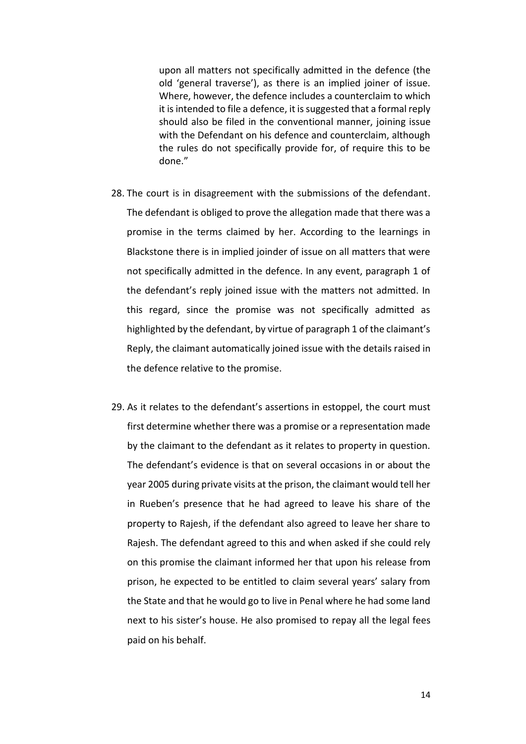> upon all matters not specifically admitted in the defence (the old 'general traverse'), as there is an implied joiner of issue. Where, however, the defence includes a counterclaim to which it is intended to file a defence, it is suggested that a formal reply should also be filed in the conventional manner, joining issue with the Defendant on his defence and counterclaim, although the rules do not specifically provide for, of require this to be done."

28. The court is in disagreement with the submissions of the defendant. The defendant is obliged to prove the allegation made that there was a promise in the terms claimed by her. According to the learnings in Blackstone there is in implied joinder of issue on all matters that were not specifically admitted in the defence. In any event, paragraph 1 of the defendant's reply joined issue with the matters not admitted. In this regard, since the promise was not specifically admitted as highlighted by the defendant, by virtue of paragraph 1 of the claimant's Reply, the claimant automatically joined issue with the details raised in the defence relative to the promise.

29. As it relates to the defendant's assertions in estoppel, the court must first determine whether there was a promise or a representation made by the claimant to the defendant as it relates to property in question. The defendant's evidence is that on several occasions in or about the year 2005 during private visits at the prison, the claimant would tell her in Rueben's presence that he had agreed to leave his share of the property to Rajesh, if the defendant also agreed to leave her share to Rajesh. The defendant agreed to this and when asked if she could rely on this promise the claimant informed her that upon his release from prison, he expected to be entitled to claim several years' salary from the State and that he would go to live in Penal where he had some land next to his sister's house. He also promised to repay all the legal fees paid on his behalf.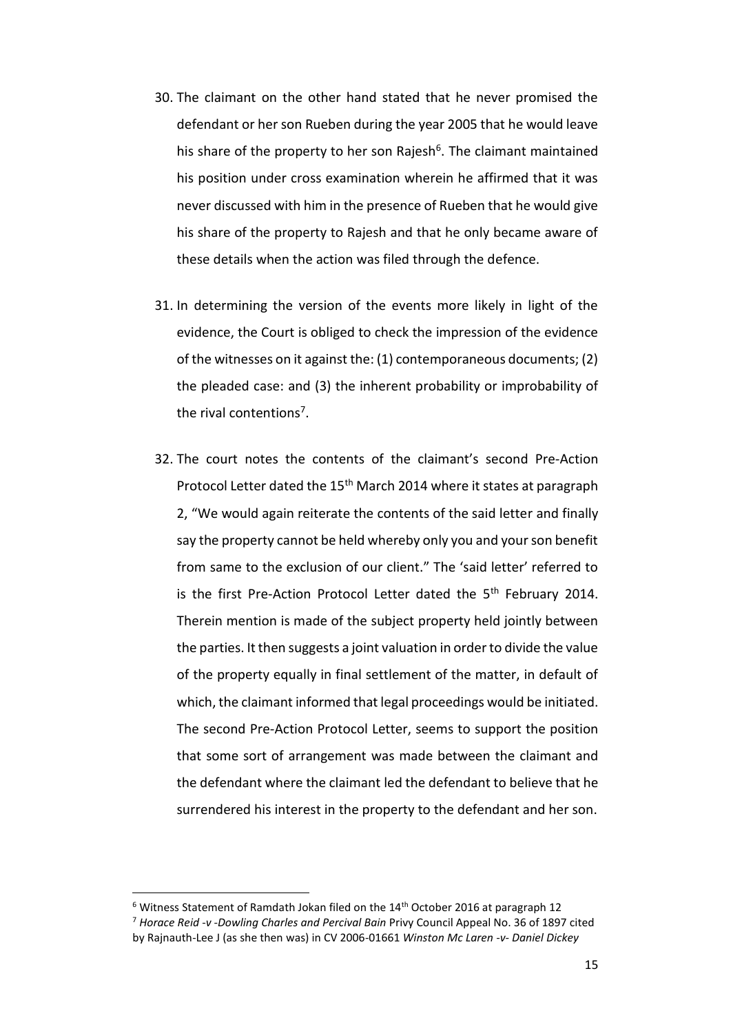30. The claimant on the other hand stated that he never promised the defendant or her son Rueben during the year 2005 that he would leave his share of the property to her son Rajesh[6]. The claimant maintained his position under cross examination wherein he affirmed that it was never discussed with him in the presence of Rueben that he would give his share of the property to Rajesh and that he only became aware of these details when the action was filed through the defence.

31. In determining the version of the events more likely in light of the evidence, the Court is obliged to check the impression of the evidence of the witnesses on it against the: (1) contemporaneous documents; (2) the pleaded case: and (3) the inherent probability or improbability of the rival contentions[7].

32. The court notes the contents of the claimant's second Pre-Action Protocol Letter dated the 15th March 2014 where it states at paragraph 2, "We would again reiterate the contents of the said letter and finally say the property cannot be held whereby only you and your son benefit from same to the exclusion of our client." The 'said letter' referred to is the first Pre-Action Protocol Letter dated the 5th February 2014. Therein mention is made of the subject property held jointly between the parties. It then suggests a joint valuation in order to divide the value of the property equally in final settlement of the matter, in default of which, the claimant informed that legal proceedings would be initiated. The second Pre-Action Protocol Letter, seems to support the position that some sort of arrangement was made between the claimant and the defendant where the claimant led the defendant to believe that he surrendered his interest in the property to the defendant and her son.

---

[6] Witness Statement of Ramdath Jokan filed on the 14th October 2016 at paragraph 12

[7] *Horace Reid -v -Dowling Charles and Percival Bain* Privy Council Appeal No. 36 of 1897 cited by Rajnauth-Lee J (as she then was) in CV 2006-01661 *Winston Mc Laren -v- Daniel Dickey*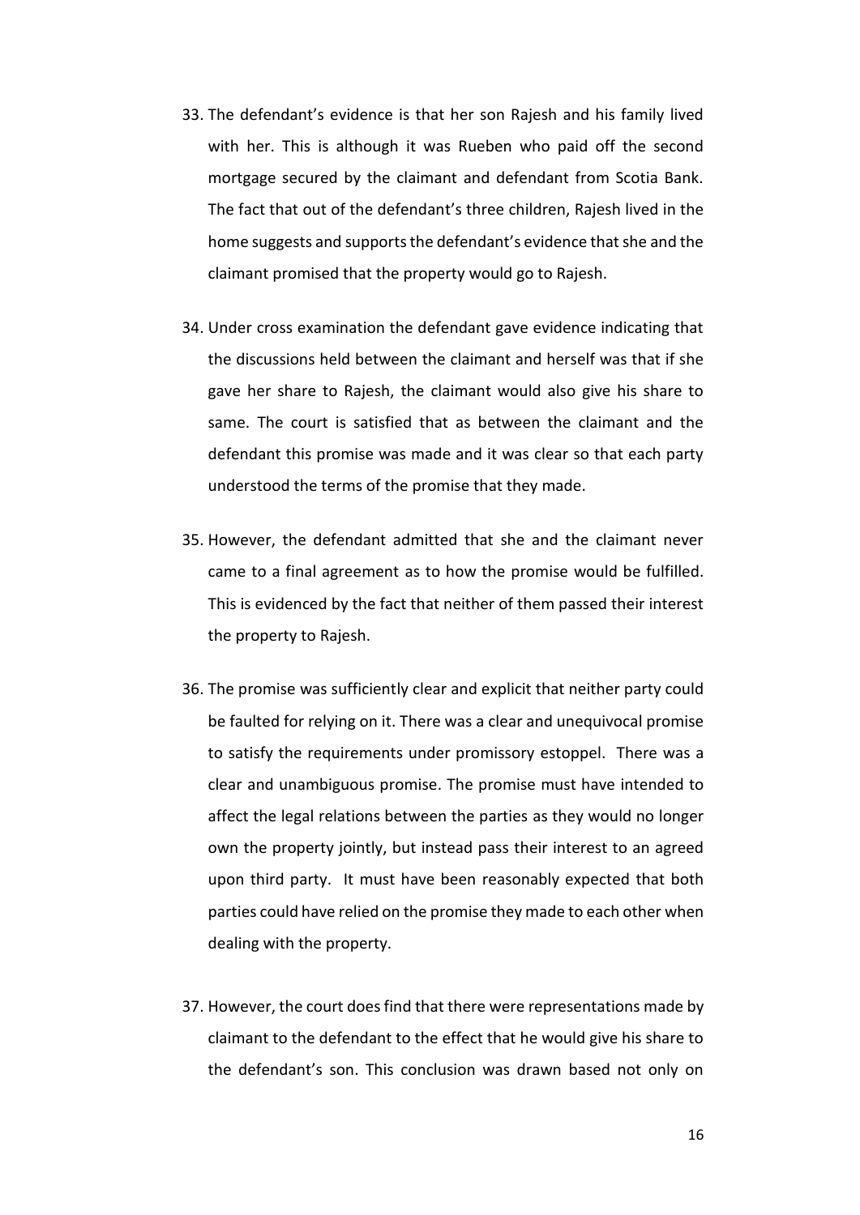33. The defendant's evidence is that her son Rajesh and his family lived with her. This is although it was Rueben who paid off the second mortgage secured by the claimant and defendant from Scotia Bank. The fact that out of the defendant's three children, Rajesh lived in the home suggests and supports the defendant's evidence that she and the claimant promised that the property would go to Rajesh.

34. Under cross examination the defendant gave evidence indicating that the discussions held between the claimant and herself was that if she gave her share to Rajesh, the claimant would also give his share to same. The court is satisfied that as between the claimant and the defendant this promise was made and it was clear so that each party understood the terms of the promise that they made.

35. However, the defendant admitted that she and the claimant never came to a final agreement as to how the promise would be fulfilled. This is evidenced by the fact that neither of them passed their interest the property to Rajesh.

36. The promise was sufficiently clear and explicit that neither party could be faulted for relying on it. There was a clear and unequivocal promise to satisfy the requirements under promissory estoppel. There was a clear and unambiguous promise. The promise must have intended to affect the legal relations between the parties as they would no longer own the property jointly, but instead pass their interest to an agreed upon third party. It must have been reasonably expected that both parties could have relied on the promise they made to each other when dealing with the property.

37. However, the court does find that there were representations made by claimant to the defendant to the effect that he would give his share to the defendant's son. This conclusion was drawn based not only on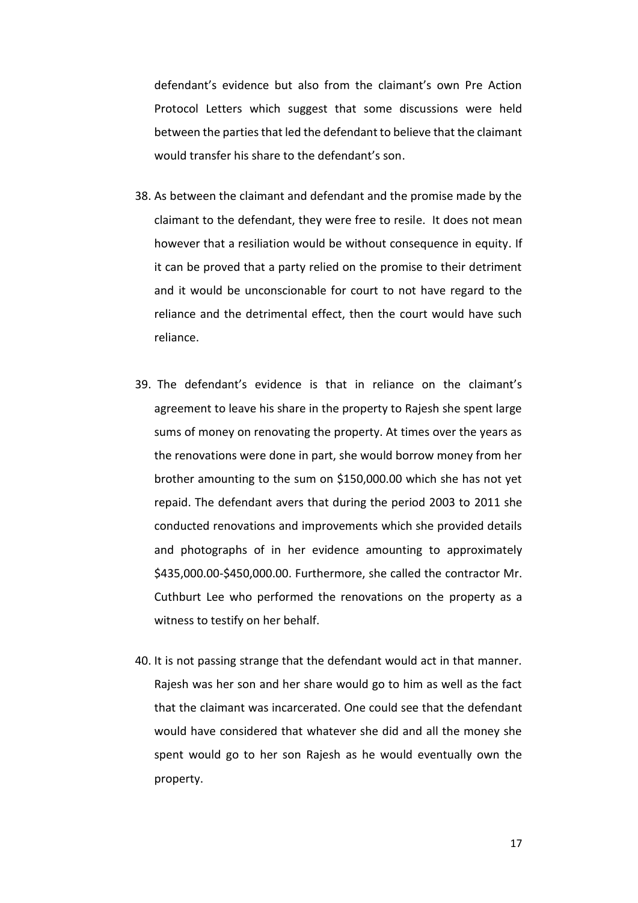defendant's evidence but also from the claimant's own Pre Action Protocol Letters which suggest that some discussions were held between the parties that led the defendant to believe that the claimant would transfer his share to the defendant's son.

38. As between the claimant and defendant and the promise made by the claimant to the defendant, they were free to resile. It does not mean however that a resiliation would be without consequence in equity. If it can be proved that a party relied on the promise to their detriment and it would be unconscionable for court to not have regard to the reliance and the detrimental effect, then the court would have such reliance.

39. The defendant's evidence is that in reliance on the claimant's agreement to leave his share in the property to Rajesh she spent large sums of money on renovating the property. At times over the years as the renovations were done in part, she would borrow money from her brother amounting to the sum on $150,000.00 which she has not yet repaid. The defendant avers that during the period 2003 to 2011 she conducted renovations and improvements which she provided details and photographs of in her evidence amounting to approximately $435,000.00-$450,000.00. Furthermore, she called the contractor Mr. Cuthburt Lee who performed the renovations on the property as a witness to testify on her behalf.

40. It is not passing strange that the defendant would act in that manner. Rajesh was her son and her share would go to him as well as the fact that the claimant was incarcerated. One could see that the defendant would have considered that whatever she did and all the money she spent would go to her son Rajesh as he would eventually own the property.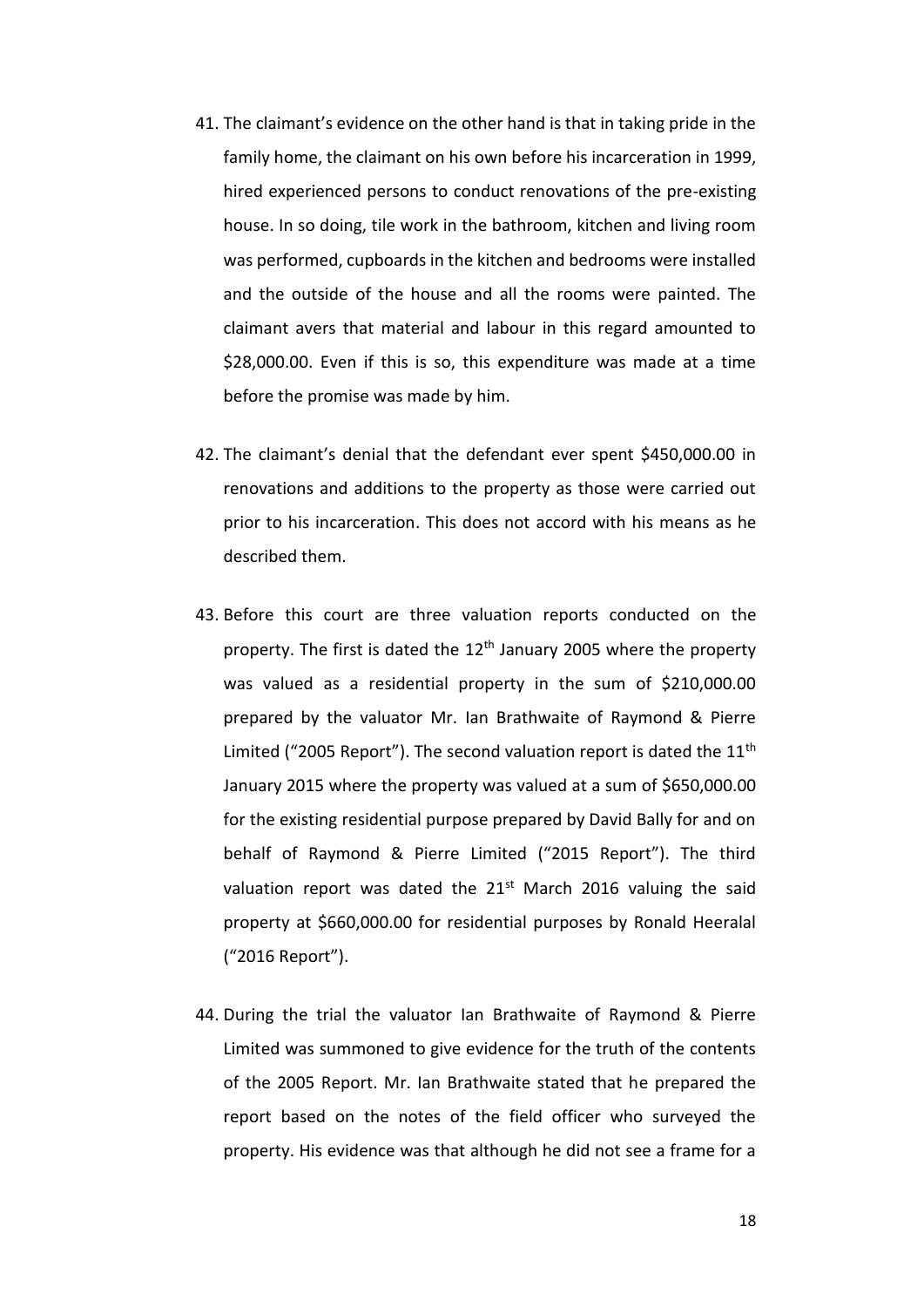41. The claimant's evidence on the other hand is that in taking pride in the family home, the claimant on his own before his incarceration in 1999, hired experienced persons to conduct renovations of the pre-existing house. In so doing, tile work in the bathroom, kitchen and living room was performed, cupboards in the kitchen and bedrooms were installed and the outside of the house and all the rooms were painted. The claimant avers that material and labour in this regard amounted to $28,000.00. Even if this is so, this expenditure was made at a time before the promise was made by him.

42. The claimant's denial that the defendant ever spent $450,000.00 in renovations and additions to the property as those were carried out prior to his incarceration. This does not accord with his means as he described them.

43. Before this court are three valuation reports conducted on the property. The first is dated the 12th January 2005 where the property was valued as a residential property in the sum of $210,000.00 prepared by the valuator Mr. Ian Brathwaite of Raymond & Pierre Limited ("2005 Report"). The second valuation report is dated the 11th January 2015 where the property was valued at a sum of $650,000.00 for the existing residential purpose prepared by David Bally for and on behalf of Raymond & Pierre Limited ("2015 Report"). The third valuation report was dated the 21st March 2016 valuing the said property at $660,000.00 for residential purposes by Ronald Heeralal ("2016 Report").

44. During the trial the valuator Ian Brathwaite of Raymond & Pierre Limited was summoned to give evidence for the truth of the contents of the 2005 Report. Mr. Ian Brathwaite stated that he prepared the report based on the notes of the field officer who surveyed the property. His evidence was that although he did not see a frame for a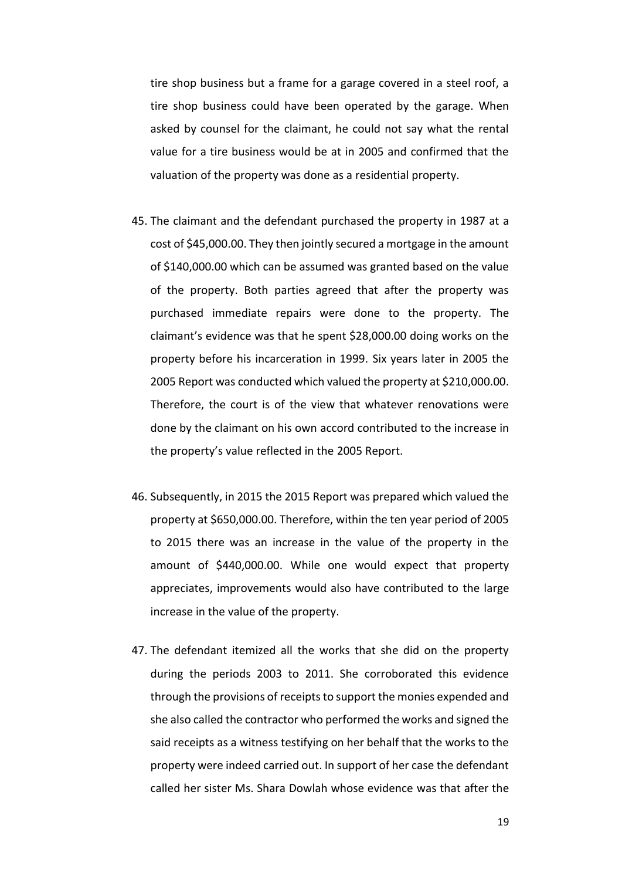tire shop business but a frame for a garage covered in a steel roof, a tire shop business could have been operated by the garage. When asked by counsel for the claimant, he could not say what the rental value for a tire business would be at in 2005 and confirmed that the valuation of the property was done as a residential property.

45. The claimant and the defendant purchased the property in 1987 at a cost of $45,000.00. They then jointly secured a mortgage in the amount of $140,000.00 which can be assumed was granted based on the value of the property. Both parties agreed that after the property was purchased immediate repairs were done to the property. The claimant's evidence was that he spent $28,000.00 doing works on the property before his incarceration in 1999. Six years later in 2005 the 2005 Report was conducted which valued the property at $210,000.00. Therefore, the court is of the view that whatever renovations were done by the claimant on his own accord contributed to the increase in the property's value reflected in the 2005 Report.

46. Subsequently, in 2015 the 2015 Report was prepared which valued the property at $650,000.00. Therefore, within the ten year period of 2005 to 2015 there was an increase in the value of the property in the amount of $440,000.00. While one would expect that property appreciates, improvements would also have contributed to the large increase in the value of the property.

47. The defendant itemized all the works that she did on the property during the periods 2003 to 2011. She corroborated this evidence through the provisions of receipts to support the monies expended and she also called the contractor who performed the works and signed the said receipts as a witness testifying on her behalf that the works to the property were indeed carried out. In support of her case the defendant called her sister Ms. Shara Dowlah whose evidence was that after the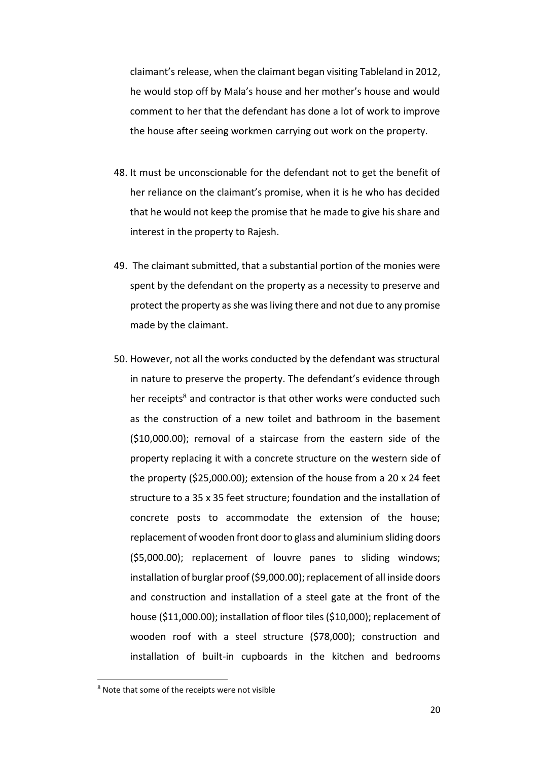claimant's release, when the claimant began visiting Tableland in 2012, he would stop off by Mala's house and her mother's house and would comment to her that the defendant has done a lot of work to improve the house after seeing workmen carrying out work on the property.

48. It must be unconscionable for the defendant not to get the benefit of her reliance on the claimant's promise, when it is he who has decided that he would not keep the promise that he made to give his share and interest in the property to Rajesh.

49. The claimant submitted, that a substantial portion of the monies were spent by the defendant on the property as a necessity to preserve and protect the property as she was living there and not due to any promise made by the claimant.

50. However, not all the works conducted by the defendant was structural in nature to preserve the property. The defendant's evidence through her receipts[8] and contractor is that other works were conducted such as the construction of a new toilet and bathroom in the basement ($10,000.00); removal of a staircase from the eastern side of the property replacing it with a concrete structure on the western side of the property ($25,000.00); extension of the house from a 20 x 24 feet structure to a 35 x 35 feet structure; foundation and the installation of concrete posts to accommodate the extension of the house; replacement of wooden front door to glass and aluminium sliding doors ($5,000.00); replacement of louvre panes to sliding windows; installation of burglar proof ($9,000.00); replacement of all inside doors and construction and installation of a steel gate at the front of the house ($11,000.00); installation of floor tiles ($10,000); replacement of wooden roof with a steel structure ($78,000); construction and installation of built-in cupboards in the kitchen and bedrooms

[8] Note that some of the receipts were not visible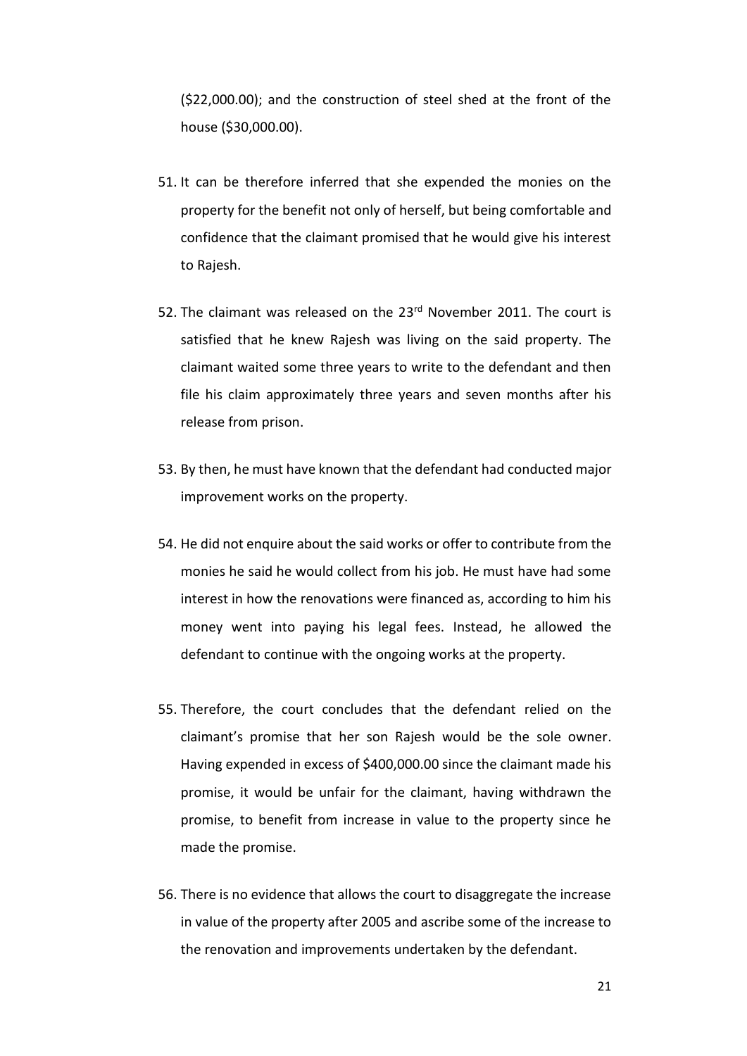($22,000.00); and the construction of steel shed at the front of the house ($30,000.00).

51. It can be therefore inferred that she expended the monies on the property for the benefit not only of herself, but being comfortable and confidence that the claimant promised that he would give his interest to Rajesh.

52. The claimant was released on the 23rd November 2011. The court is satisfied that he knew Rajesh was living on the said property. The claimant waited some three years to write to the defendant and then file his claim approximately three years and seven months after his release from prison.

53. By then, he must have known that the defendant had conducted major improvement works on the property.

54. He did not enquire about the said works or offer to contribute from the monies he said he would collect from his job. He must have had some interest in how the renovations were financed as, according to him his money went into paying his legal fees. Instead, he allowed the defendant to continue with the ongoing works at the property.

55. Therefore, the court concludes that the defendant relied on the claimant's promise that her son Rajesh would be the sole owner. Having expended in excess of $400,000.00 since the claimant made his promise, it would be unfair for the claimant, having withdrawn the promise, to benefit from increase in value to the property since he made the promise.

56. There is no evidence that allows the court to disaggregate the increase in value of the property after 2005 and ascribe some of the increase to the renovation and improvements undertaken by the defendant.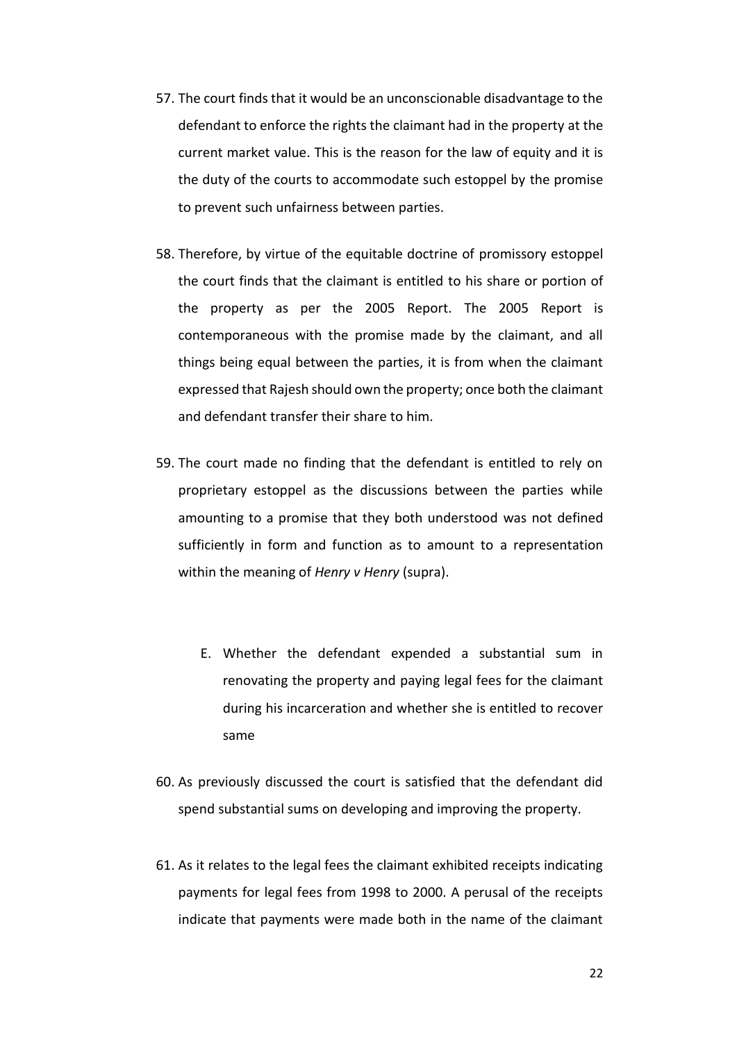57. The court finds that it would be an unconscionable disadvantage to the defendant to enforce the rights the claimant had in the property at the current market value. This is the reason for the law of equity and it is the duty of the courts to accommodate such estoppel by the promise to prevent such unfairness between parties.

58. Therefore, by virtue of the equitable doctrine of promissory estoppel the court finds that the claimant is entitled to his share or portion of the property as per the 2005 Report. The 2005 Report is contemporaneous with the promise made by the claimant, and all things being equal between the parties, it is from when the claimant expressed that Rajesh should own the property; once both the claimant and defendant transfer their share to him.

59. The court made no finding that the defendant is entitled to rely on proprietary estoppel as the discussions between the parties while amounting to a promise that they both understood was not defined sufficiently in form and function as to amount to a representation within the meaning of *Henry v Henry* (supra).

E. Whether the defendant expended a substantial sum in renovating the property and paying legal fees for the claimant during his incarceration and whether she is entitled to recover same

60. As previously discussed the court is satisfied that the defendant did spend substantial sums on developing and improving the property.

61. As it relates to the legal fees the claimant exhibited receipts indicating payments for legal fees from 1998 to 2000. A perusal of the receipts indicate that payments were made both in the name of the claimant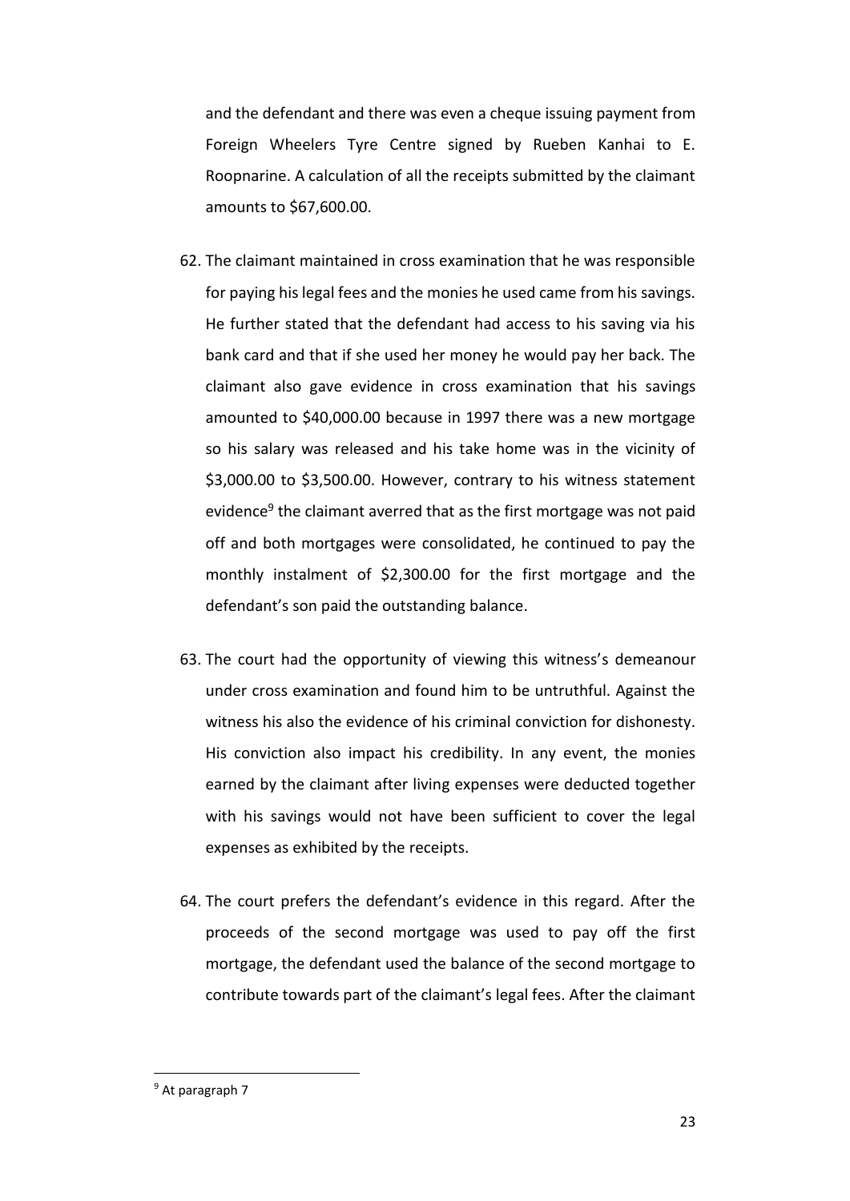and the defendant and there was even a cheque issuing payment from Foreign Wheelers Tyre Centre signed by Rueben Kanhai to E. Roopnarine. A calculation of all the receipts submitted by the claimant amounts to $67,600.00.

62. The claimant maintained in cross examination that he was responsible for paying his legal fees and the monies he used came from his savings. He further stated that the defendant had access to his saving via his bank card and that if she used her money he would pay her back. The claimant also gave evidence in cross examination that his savings amounted to $40,000.00 because in 1997 there was a new mortgage so his salary was released and his take home was in the vicinity of $3,000.00 to $3,500.00. However, contrary to his witness statement evidence[9] the claimant averred that as the first mortgage was not paid off and both mortgages were consolidated, he continued to pay the monthly instalment of $2,300.00 for the first mortgage and the defendant's son paid the outstanding balance.

63. The court had the opportunity of viewing this witness's demeanour under cross examination and found him to be untruthful. Against the witness his also the evidence of his criminal conviction for dishonesty. His conviction also impact his credibility. In any event, the monies earned by the claimant after living expenses were deducted together with his savings would not have been sufficient to cover the legal expenses as exhibited by the receipts.

64. The court prefers the defendant's evidence in this regard. After the proceeds of the second mortgage was used to pay off the first mortgage, the defendant used the balance of the second mortgage to contribute towards part of the claimant's legal fees. After the claimant

---

[9] At paragraph 7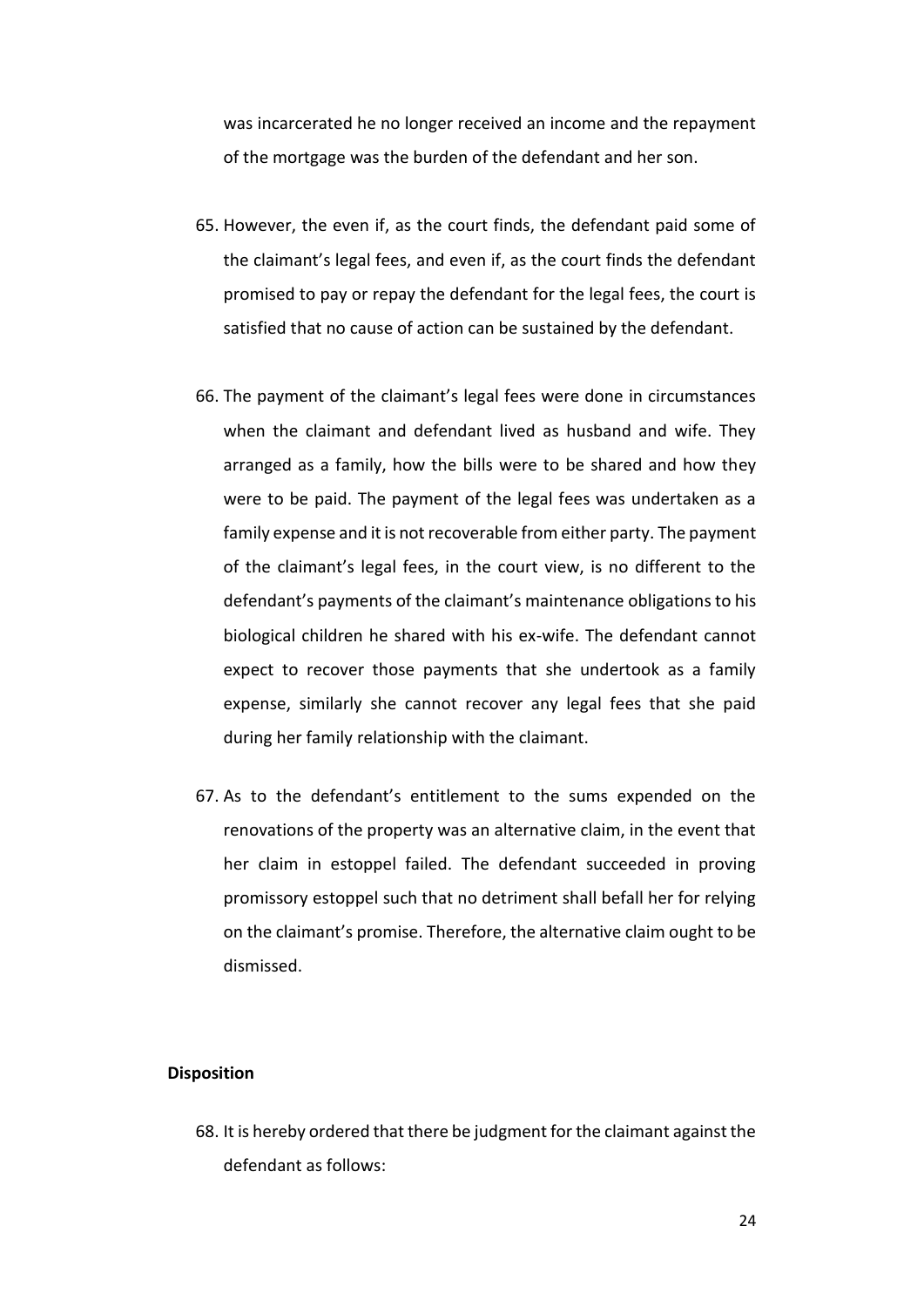was incarcerated he no longer received an income and the repayment of the mortgage was the burden of the defendant and her son.

65. However, the even if, as the court finds, the defendant paid some of the claimant's legal fees, and even if, as the court finds the defendant promised to pay or repay the defendant for the legal fees, the court is satisfied that no cause of action can be sustained by the defendant.

66. The payment of the claimant's legal fees were done in circumstances when the claimant and defendant lived as husband and wife. They arranged as a family, how the bills were to be shared and how they were to be paid. The payment of the legal fees was undertaken as a family expense and it is not recoverable from either party. The payment of the claimant's legal fees, in the court view, is no different to the defendant's payments of the claimant's maintenance obligations to his biological children he shared with his ex-wife. The defendant cannot expect to recover those payments that she undertook as a family expense, similarly she cannot recover any legal fees that she paid during her family relationship with the claimant.

67. As to the defendant's entitlement to the sums expended on the renovations of the property was an alternative claim, in the event that her claim in estoppel failed. The defendant succeeded in proving promissory estoppel such that no detriment shall befall her for relying on the claimant's promise. Therefore, the alternative claim ought to be dismissed.

**Disposition**

68. It is hereby ordered that there be judgment for the claimant against the defendant as follows: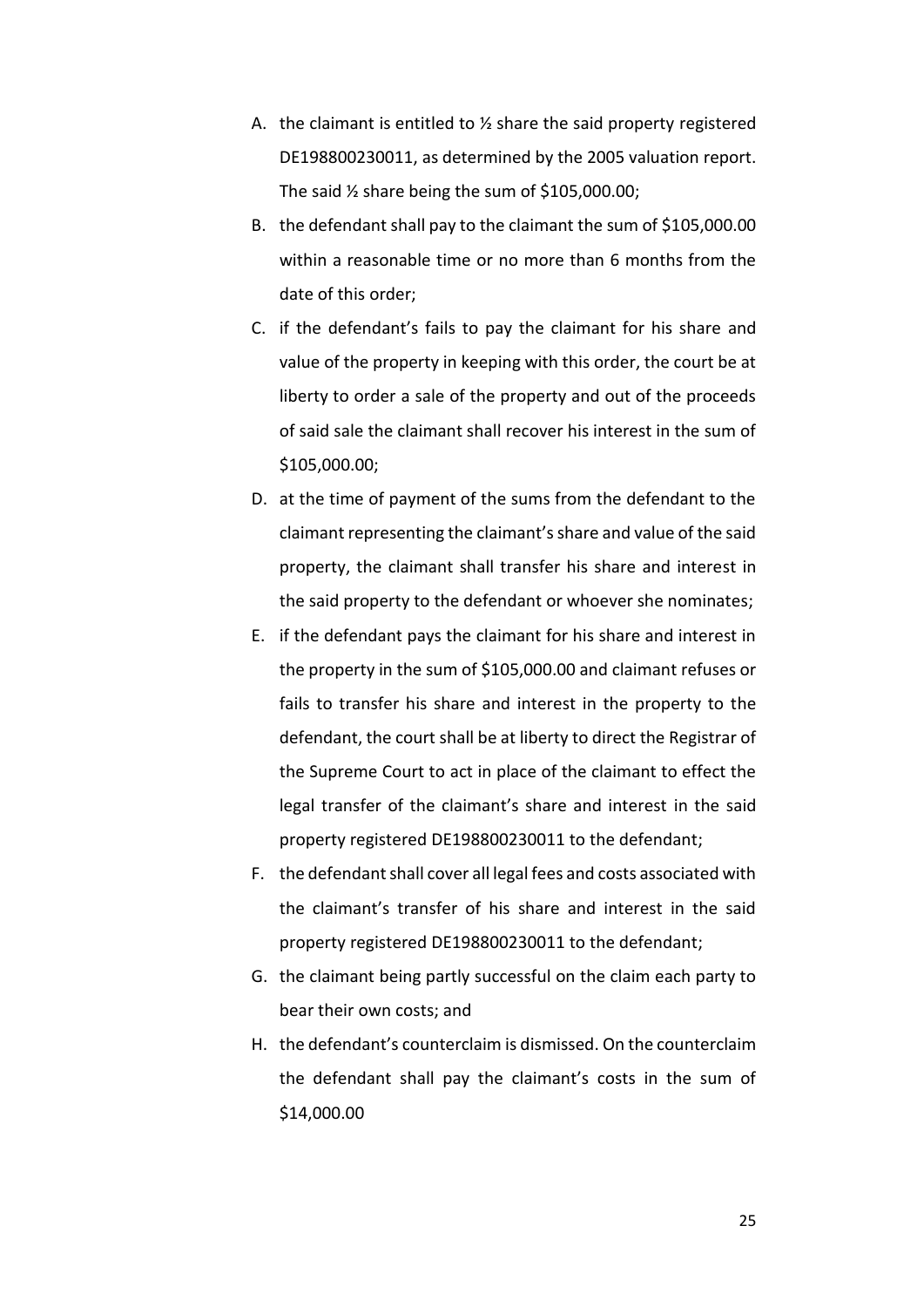A. the claimant is entitled to ½ share the said property registered DE198800230011, as determined by the 2005 valuation report. The said ½ share being the sum of $105,000.00;

B. the defendant shall pay to the claimant the sum of $105,000.00 within a reasonable time or no more than 6 months from the date of this order;

C. if the defendant's fails to pay the claimant for his share and value of the property in keeping with this order, the court be at liberty to order a sale of the property and out of the proceeds of said sale the claimant shall recover his interest in the sum of $105,000.00;

D. at the time of payment of the sums from the defendant to the claimant representing the claimant's share and value of the said property, the claimant shall transfer his share and interest in the said property to the defendant or whoever she nominates;

E. if the defendant pays the claimant for his share and interest in the property in the sum of $105,000.00 and claimant refuses or fails to transfer his share and interest in the property to the defendant, the court shall be at liberty to direct the Registrar of the Supreme Court to act in place of the claimant to effect the legal transfer of the claimant's share and interest in the said property registered DE198800230011 to the defendant;

F. the defendant shall cover all legal fees and costs associated with the claimant's transfer of his share and interest in the said property registered DE198800230011 to the defendant;

G. the claimant being partly successful on the claim each party to bear their own costs; and

H. the defendant's counterclaim is dismissed. On the counterclaim the defendant shall pay the claimant's costs in the sum of $14,000.00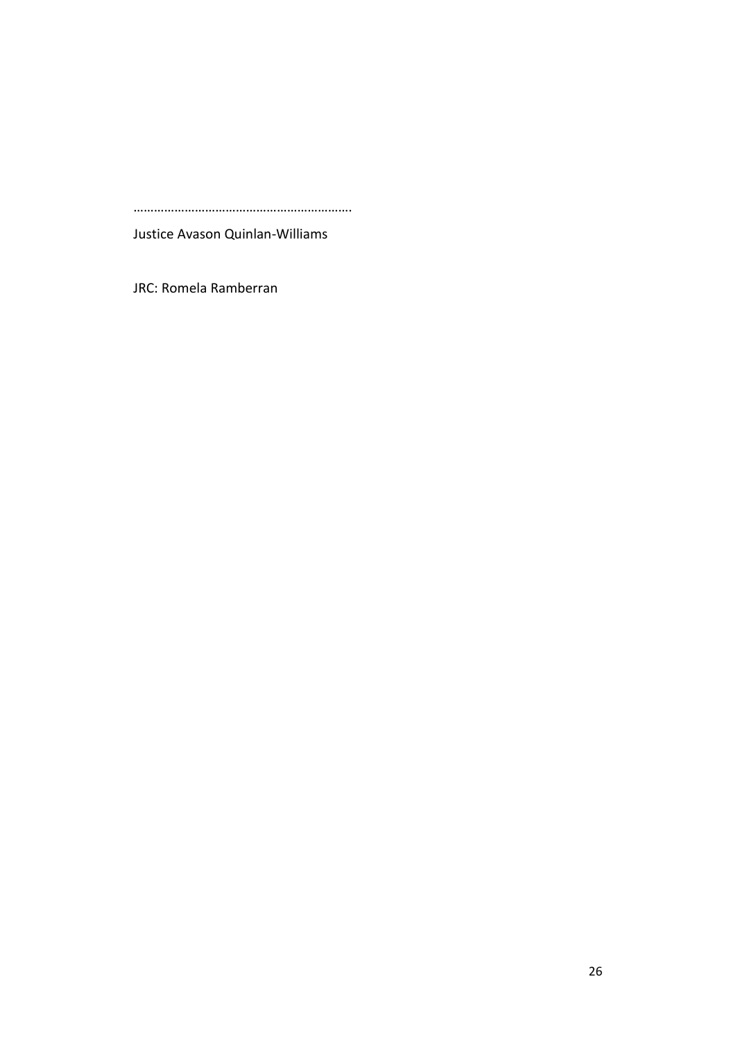……………………………………………………….

Justice Avason Quinlan-Williams

JRC: Romela Ramberran